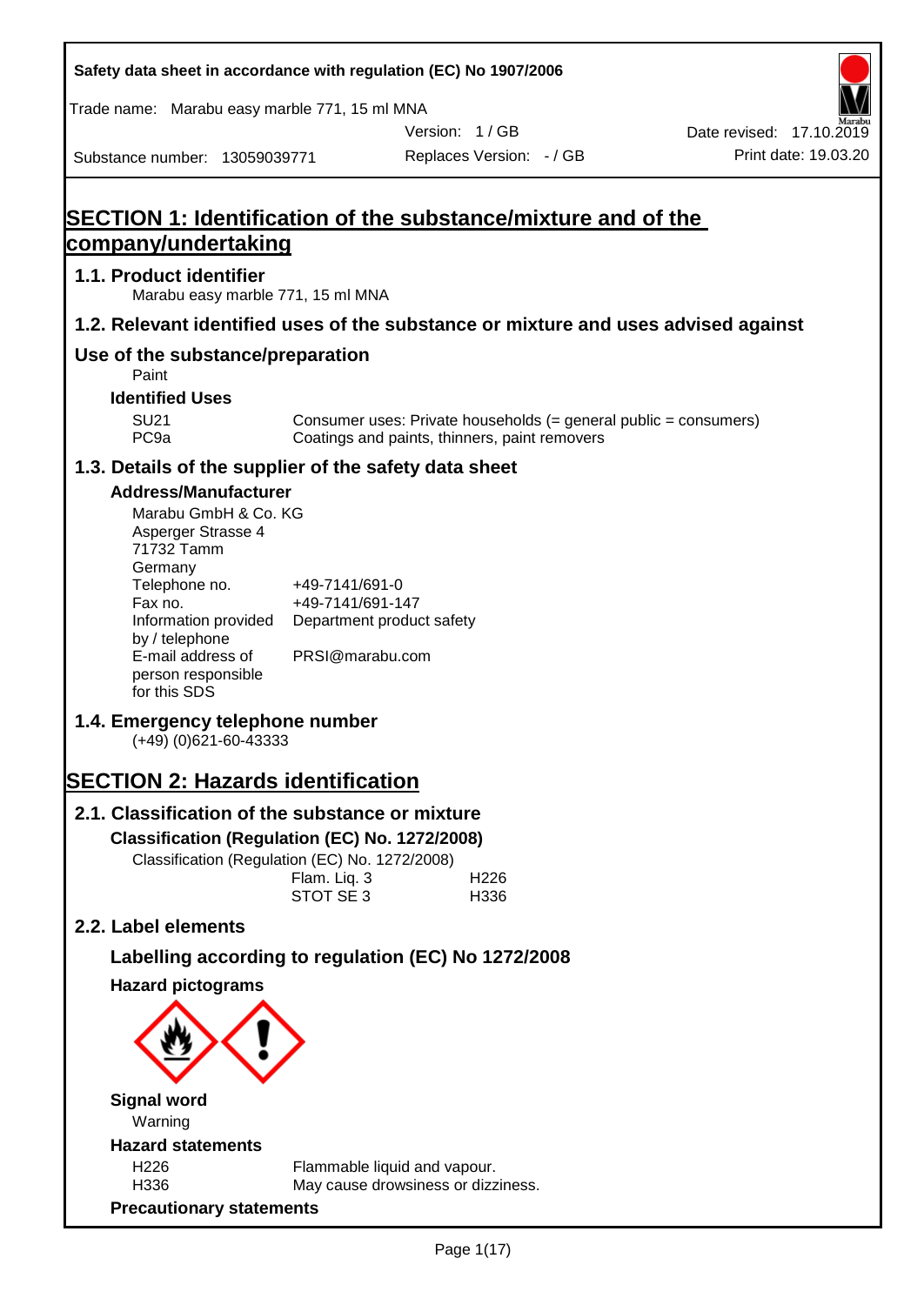Safety data sheet in accordance with regulation (EC) No 1907/2006

Trade name: Marabu easy marble 771, 15 ml MNA

Version: 1 / GB

Date revised: 17.10.2019

Substance number: 13059039771

Replaces Version: - / GB

Print date: 19.03.20

# SECTION 1: Identification of the substance/mixture and of the company/undertaking

## 1.1. Product identifier

Marabu easy marble 771, 15 ml MNA

## 1.2. Relevant identified uses of the substance or mixture and uses advised against

## Use of the substance/preparation

Paint

### Identified Uses

| | |
|---|---|
| SU21 | Consumer uses: Private households (= general public = consumers) |
| PC9a | Coatings and paints, thinners, paint removers |

## 1.3. Details of the supplier of the safety data sheet

### Address/Manufacturer

Marabu GmbH & Co. KG
Asperger Strasse 4
71732 Tamm
Germany

| | |
|---|---|
| Telephone no. | +49-7141/691-0 |
| Fax no. | +49-7141/691-147 |
| Information provided by / telephone | Department product safety |
| E-mail address of person responsible for this SDS | PRSI@marabu.com |

## 1.4. Emergency telephone number

(+49) (0)621-60-43333

# SECTION 2: Hazards identification

## 2.1. Classification of the substance or mixture

### Classification (Regulation (EC) No. 1272/2008)

Classification (Regulation (EC) No. 1272/2008)

| | |
|---|---|
| Flam. Liq. 3 | H226 |
| STOT SE 3 | H336 |

## 2.2. Label elements

### Labelling according to regulation (EC) No 1272/2008

### Hazard pictograms

### Signal word

Warning

### Hazard statements

| | |
|---|---|
| H226 | Flammable liquid and vapour. |
| H336 | May cause drowsiness or dizziness. |

### Precautionary statements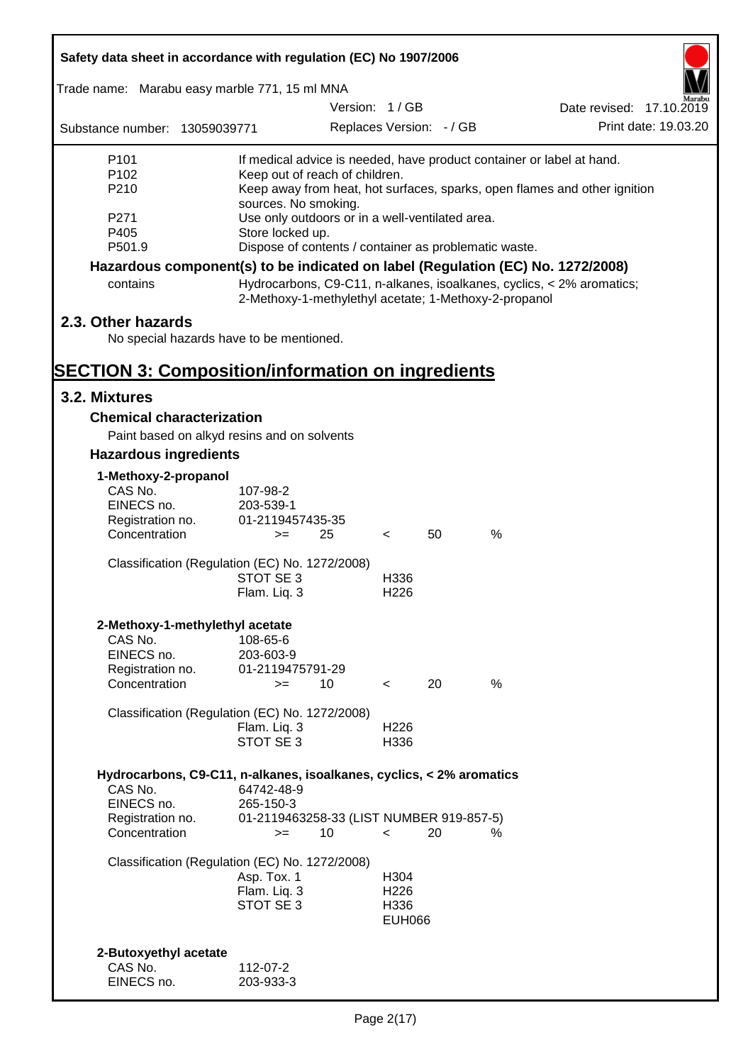| | |
|---|---|
| P101 | If medical advice is needed, have product container or label at hand. |
| P102 | Keep out of reach of children. |
| P210 | Keep away from heat, hot surfaces, sparks, open flames and other ignition sources. No smoking. |
| P271 | Use only outdoors or in a well-ventilated area. |
| P405 | Store locked up. |
| P501.9 | Dispose of contents / container as problematic waste. |

**Hazardous component(s) to be indicated on label (Regulation (EC) No. 1272/2008)**

| | |
|---|---|
| contains | Hydrocarbons, C9-C11, n-alkanes, isoalkanes, cyclics, < 2% aromatics; 2-Methoxy-1-methylethyl acetate; 1-Methoxy-2-propanol |

## 2.3. Other hazards

No special hazards have to be mentioned.

# SECTION 3: Composition/information on ingredients

## 3.2. Mixtures

### Chemical characterization

Paint based on alkyd resins and on solvents

### Hazardous ingredients

**1-Methoxy-2-propanol**

| | |
|---|---|
| CAS No. | 107-98-2 |
| EINECS no. | 203-539-1 |
| Registration no. | 01-2119457435-35 |
| Concentration | >= 25 < 50 % |

Classification (Regulation (EC) No. 1272/2008)

| | |
|---|---|
| STOT SE 3 | H336 |
| Flam. Liq. 3 | H226 |

**2-Methoxy-1-methylethyl acetate**

| | |
|---|---|
| CAS No. | 108-65-6 |
| EINECS no. | 203-603-9 |
| Registration no. | 01-2119475791-29 |
| Concentration | >= 10 < 20 % |

Classification (Regulation (EC) No. 1272/2008)

| | |
|---|---|
| Flam. Liq. 3 | H226 |
| STOT SE 3 | H336 |

**Hydrocarbons, C9-C11, n-alkanes, isoalkanes, cyclics, < 2% aromatics**

| | |
|---|---|
| CAS No. | 64742-48-9 |
| EINECS no. | 265-150-3 |
| Registration no. | 01-2119463258-33 (LIST NUMBER 919-857-5) |
| Concentration | >= 10 < 20 % |

Classification (Regulation (EC) No. 1272/2008)

| | |
|---|---|
| Asp. Tox. 1 | H304 |
| Flam. Liq. 3 | H226 |
| STOT SE 3 | H336 |
| | EUH066 |

**2-Butoxyethyl acetate**

| | |
|---|---|
| CAS No. | 112-07-2 |
| EINECS no. | 203-933-3 |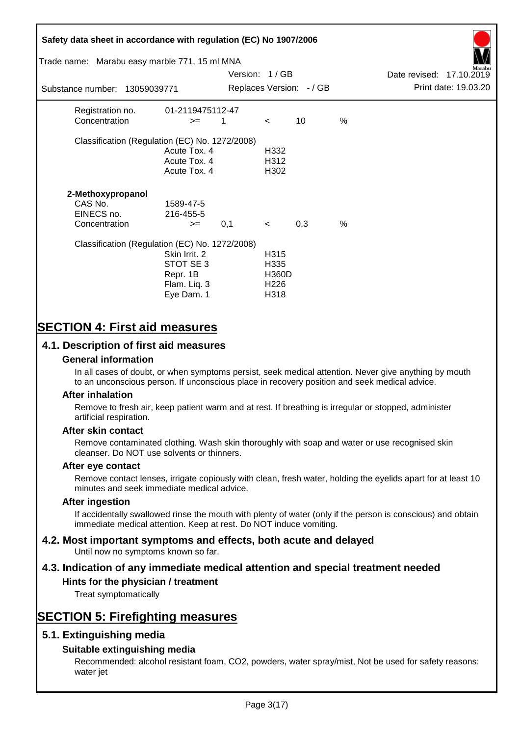| | | | | | |
|---|---|---|---|---|---|
| Registration no. | 01-2119475112-47 | | | | |
| Concentration | >= | 1 | < | 10 | % |

Classification (Regulation (EC) No. 1272/2008)

| | |
|---|---|
| Acute Tox. 4 | H332 |
| Acute Tox. 4 | H312 |
| Acute Tox. 4 | H302 |

**2-Methoxypropanol**

| | | | | | |
|---|---|---|---|---|---|
| CAS No. | 1589-47-5 | | | | |
| EINECS no. | 216-455-5 | | | | |
| Concentration | >= | 0,1 | < | 0,3 | % |

Classification (Regulation (EC) No. 1272/2008)

| | |
|---|---|
| Skin Irrit. 2 | H315 |
| STOT SE 3 | H335 |
| Repr. 1B | H360D |
| Flam. Liq. 3 | H226 |
| Eye Dam. 1 | H318 |

# SECTION 4: First aid measures

## 4.1. Description of first aid measures

### General information

In all cases of doubt, or when symptoms persist, seek medical attention. Never give anything by mouth to an unconscious person. If unconscious place in recovery position and seek medical advice.

### After inhalation

Remove to fresh air, keep patient warm and at rest. If breathing is irregular or stopped, administer artificial respiration.

### After skin contact

Remove contaminated clothing. Wash skin thoroughly with soap and water or use recognised skin cleanser. Do NOT use solvents or thinners.

### After eye contact

Remove contact lenses, irrigate copiously with clean, fresh water, holding the eyelids apart for at least 10 minutes and seek immediate medical advice.

### After ingestion

If accidentally swallowed rinse the mouth with plenty of water (only if the person is conscious) and obtain immediate medical attention. Keep at rest. Do NOT induce vomiting.

## 4.2. Most important symptoms and effects, both acute and delayed

Until now no symptoms known so far.

## 4.3. Indication of any immediate medical attention and special treatment needed

### Hints for the physician / treatment

Treat symptomatically

# SECTION 5: Firefighting measures

## 5.1. Extinguishing media

### Suitable extinguishing media

Recommended: alcohol resistant foam, $CO_2$, powders, water spray/mist, Not be used for safety reasons: water jet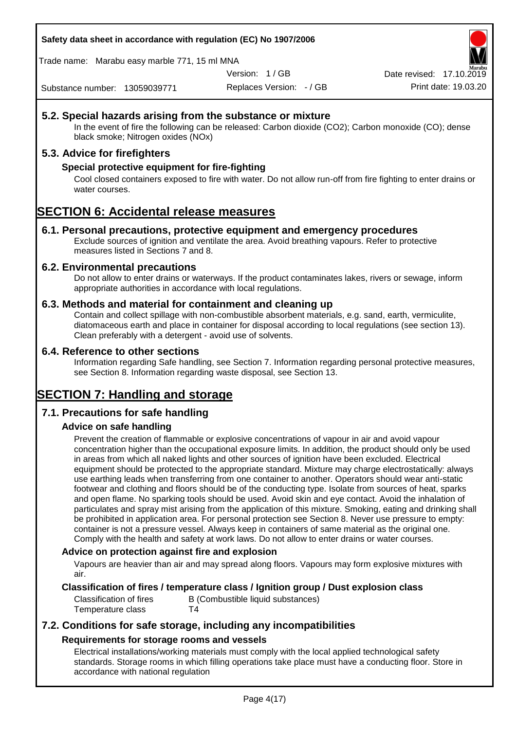### 5.2. Special hazards arising from the substance or mixture

In the event of fire the following can be released: Carbon dioxide ($CO_2$); Carbon monoxide (CO); dense black smoke; Nitrogen oxides (NOx)

### 5.3. Advice for firefighters

#### Special protective equipment for fire-fighting

Cool closed containers exposed to fire with water. Do not allow run-off from fire fighting to enter drains or water courses.

## SECTION 6: Accidental release measures

### 6.1. Personal precautions, protective equipment and emergency procedures

Exclude sources of ignition and ventilate the area. Avoid breathing vapours. Refer to protective measures listed in Sections 7 and 8.

### 6.2. Environmental precautions

Do not allow to enter drains or waterways. If the product contaminates lakes, rivers or sewage, inform appropriate authorities in accordance with local regulations.

### 6.3. Methods and material for containment and cleaning up

Contain and collect spillage with non-combustible absorbent materials, e.g. sand, earth, vermiculite, diatomaceous earth and place in container for disposal according to local regulations (see section 13). Clean preferably with a detergent - avoid use of solvents.

### 6.4. Reference to other sections

Information regarding Safe handling, see Section 7. Information regarding personal protective measures, see Section 8. Information regarding waste disposal, see Section 13.

## SECTION 7: Handling and storage

### 7.1. Precautions for safe handling

#### Advice on safe handling

Prevent the creation of flammable or explosive concentrations of vapour in air and avoid vapour concentration higher than the occupational exposure limits. In addition, the product should only be used in areas from which all naked lights and other sources of ignition have been excluded. Electrical equipment should be protected to the appropriate standard. Mixture may charge electrostatically: always use earthing leads when transferring from one container to another. Operators should wear anti-static footwear and clothing and floors should be of the conducting type. Isolate from sources of heat, sparks and open flame. No sparking tools should be used. Avoid skin and eye contact. Avoid the inhalation of particulates and spray mist arising from the application of this mixture. Smoking, eating and drinking shall be prohibited in application area. For personal protection see Section 8. Never use pressure to empty: container is not a pressure vessel. Always keep in containers of same material as the original one. Comply with the health and safety at work laws. Do not allow to enter drains or water courses.

#### Advice on protection against fire and explosion

Vapours are heavier than air and may spread along floors. Vapours may form explosive mixtures with air.

#### Classification of fires / temperature class / Ignition group / Dust explosion class

| | |
|---|---|
| Classification of fires | B (Combustible liquid substances) |
| Temperature class | T4 |

### 7.2. Conditions for safe storage, including any incompatibilities

#### Requirements for storage rooms and vessels

Electrical installations/working materials must comply with the local applied technological safety standards. Storage rooms in which filling operations take place must have a conducting floor. Store in accordance with national regulation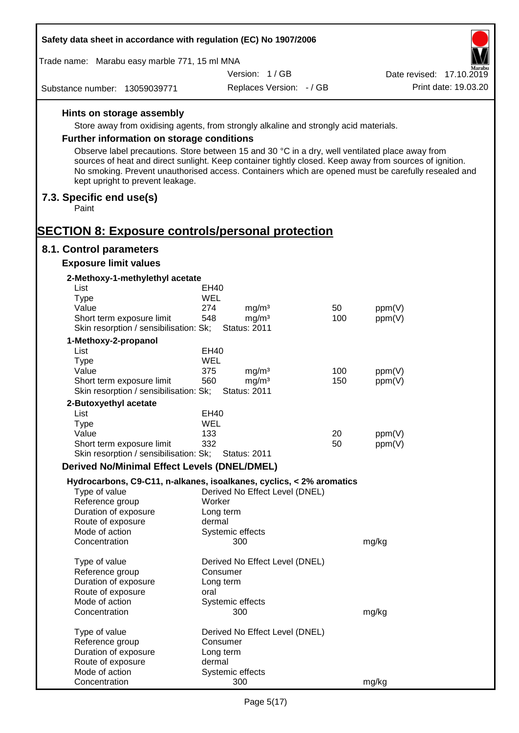#### Hints on storage assembly

Store away from oxidising agents, from strongly alkaline and strongly acid materials.

#### Further information on storage conditions

Observe label precautions. Store between 15 and 30 °C in a dry, well ventilated place away from sources of heat and direct sunlight. Keep container tightly closed. Keep away from sources of ignition. No smoking. Prevent unauthorised access. Containers which are opened must be carefully resealed and kept upright to prevent leakage.

### 7.3. Specific end use(s)

Paint

# SECTION 8: Exposure controls/personal protection

## 8.1. Control parameters

### Exposure limit values

**2-Methoxy-1-methylethyl acetate**

| | | | | |
|---|---|---|---|---|
| List | EH40 | | | |
| Type | WEL | | | |
| Value | 274 | mg/m³ | 50 | ppm(V) |
| Short term exposure limit | 548 | mg/m³ | 100 | ppm(V) |
| Skin resorption / sensibilisation: Sk; | Status: 2011 | | | |

**1-Methoxy-2-propanol**

| | | | | |
|---|---|---|---|---|
| List | EH40 | | | |
| Type | WEL | | | |
| Value | 375 | mg/m³ | 100 | ppm(V) |
| Short term exposure limit | 560 | mg/m³ | 150 | ppm(V) |
| Skin resorption / sensibilisation: Sk; | Status: 2011 | | | |

**2-Butoxyethyl acetate**

| | | | | |
|---|---|---|---|---|
| List | EH40 | | | |
| Type | WEL | | | |
| Value | 133 | | 20 | ppm(V) |
| Short term exposure limit | 332 | | 50 | ppm(V) |
| Skin resorption / sensibilisation: Sk; | Status: 2011 | | | |

### Derived No/Minimal Effect Levels (DNEL/DMEL)

**Hydrocarbons, C9-C11, n-alkanes, isoalkanes, cyclics, < 2% aromatics**

| | | |
|---|---|---|
| Type of value | Derived No Effect Level (DNEL) | |
| Reference group | Worker | |
| Duration of exposure | Long term | |
| Route of exposure | dermal | |
| Mode of action | Systemic effects | |
| Concentration | 300 | mg/kg |

| | | |
|---|---|---|
| Type of value | Derived No Effect Level (DNEL) | |
| Reference group | Consumer | |
| Duration of exposure | Long term | |
| Route of exposure | oral | |
| Mode of action | Systemic effects | |
| Concentration | 300 | mg/kg |

| | | |
|---|---|---|
| Type of value | Derived No Effect Level (DNEL) | |
| Reference group | Consumer | |
| Duration of exposure | Long term | |
| Route of exposure | dermal | |
| Mode of action | Systemic effects | |
| Concentration | 300 | mg/kg |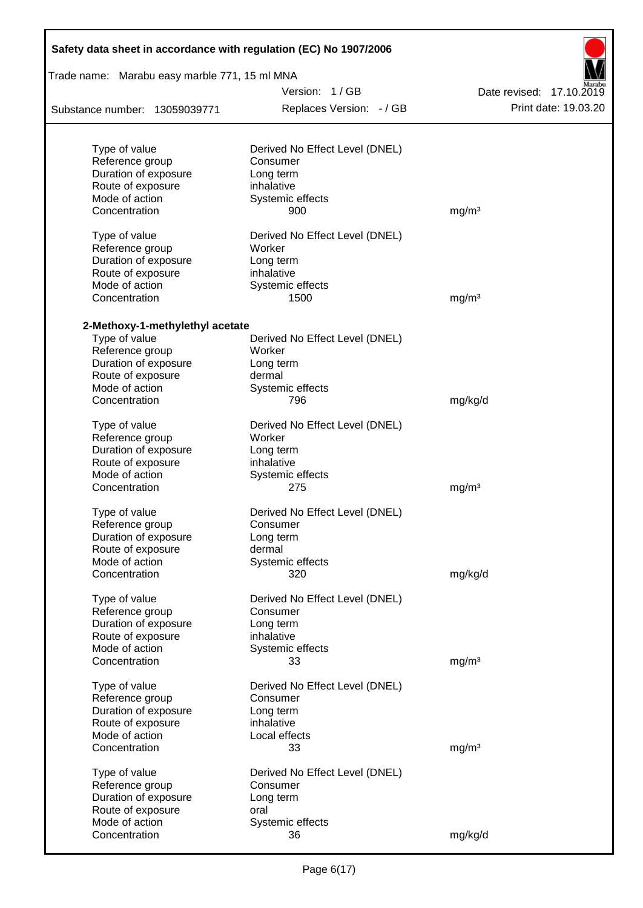| | | |
|---|---|---|
| Type of value | Derived No Effect Level (DNEL) | |
| Reference group | Consumer | |
| Duration of exposure | Long term | |
| Route of exposure | inhalative | |
| Mode of action | Systemic effects | |
| Concentration | 900 | mg/m³ |

| | | |
|---|---|---|
| Type of value | Derived No Effect Level (DNEL) | |
| Reference group | Worker | |
| Duration of exposure | Long term | |
| Route of exposure | inhalative | |
| Mode of action | Systemic effects | |
| Concentration | 1500 | mg/m³ |

**2-Methoxy-1-methylethyl acetate**

| | | |
|---|---|---|
| Type of value | Derived No Effect Level (DNEL) | |
| Reference group | Worker | |
| Duration of exposure | Long term | |
| Route of exposure | dermal | |
| Mode of action | Systemic effects | |
| Concentration | 796 | mg/kg/d |

| | | |
|---|---|---|
| Type of value | Derived No Effect Level (DNEL) | |
| Reference group | Worker | |
| Duration of exposure | Long term | |
| Route of exposure | inhalative | |
| Mode of action | Systemic effects | |
| Concentration | 275 | mg/m³ |

| | | |
|---|---|---|
| Type of value | Derived No Effect Level (DNEL) | |
| Reference group | Consumer | |
| Duration of exposure | Long term | |
| Route of exposure | dermal | |
| Mode of action | Systemic effects | |
| Concentration | 320 | mg/kg/d |

| | | |
|---|---|---|
| Type of value | Derived No Effect Level (DNEL) | |
| Reference group | Consumer | |
| Duration of exposure | Long term | |
| Route of exposure | inhalative | |
| Mode of action | Systemic effects | |
| Concentration | 33 | mg/m³ |

| | | |
|---|---|---|
| Type of value | Derived No Effect Level (DNEL) | |
| Reference group | Consumer | |
| Duration of exposure | Long term | |
| Route of exposure | inhalative | |
| Mode of action | Local effects | |
| Concentration | 33 | mg/m³ |

| | | |
|---|---|---|
| Type of value | Derived No Effect Level (DNEL) | |
| Reference group | Consumer | |
| Duration of exposure | Long term | |
| Route of exposure | oral | |
| Mode of action | Systemic effects | |
| Concentration | 36 | mg/kg/d |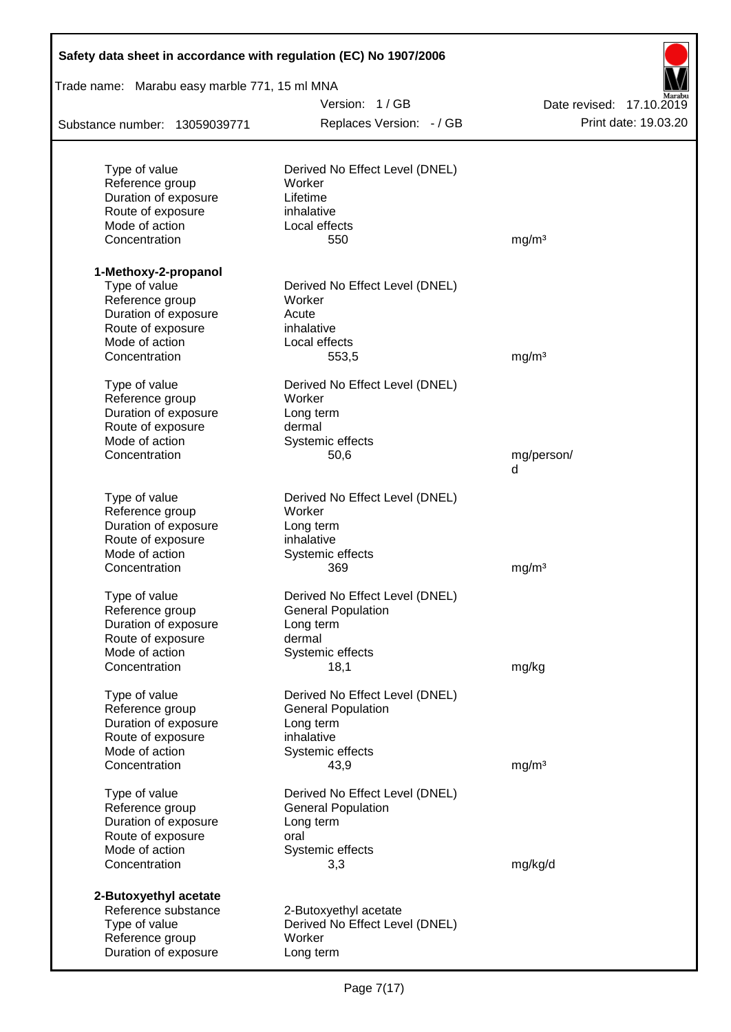| | | |
|---|---|---|
| Type of value | Derived No Effect Level (DNEL) | |
| Reference group | Worker | |
| Duration of exposure | Lifetime | |
| Route of exposure | inhalative | |
| Mode of action | Local effects | |
| Concentration | 550 | mg/m³ |

**1-Methoxy-2-propanol**

| | | |
|---|---|---|
| Type of value | Derived No Effect Level (DNEL) | |
| Reference group | Worker | |
| Duration of exposure | Acute | |
| Route of exposure | inhalative | |
| Mode of action | Local effects | |
| Concentration | 553,5 | mg/m³ |

| | | |
|---|---|---|
| Type of value | Derived No Effect Level (DNEL) | |
| Reference group | Worker | |
| Duration of exposure | Long term | |
| Route of exposure | dermal | |
| Mode of action | Systemic effects | |
| Concentration | 50,6 | mg/person/d |

| | | |
|---|---|---|
| Type of value | Derived No Effect Level (DNEL) | |
| Reference group | Worker | |
| Duration of exposure | Long term | |
| Route of exposure | inhalative | |
| Mode of action | Systemic effects | |
| Concentration | 369 | mg/m³ |

| | | |
|---|---|---|
| Type of value | Derived No Effect Level (DNEL) | |
| Reference group | General Population | |
| Duration of exposure | Long term | |
| Route of exposure | dermal | |
| Mode of action | Systemic effects | |
| Concentration | 18,1 | mg/kg |

| | | |
|---|---|---|
| Type of value | Derived No Effect Level (DNEL) | |
| Reference group | General Population | |
| Duration of exposure | Long term | |
| Route of exposure | inhalative | |
| Mode of action | Systemic effects | |
| Concentration | 43,9 | mg/m³ |

| | | |
|---|---|---|
| Type of value | Derived No Effect Level (DNEL) | |
| Reference group | General Population | |
| Duration of exposure | Long term | |
| Route of exposure | oral | |
| Mode of action | Systemic effects | |
| Concentration | 3,3 | mg/kg/d |

**2-Butoxyethyl acetate**

| | |
|---|---|
| Reference substance | 2-Butoxyethyl acetate |
| Type of value | Derived No Effect Level (DNEL) |
| Reference group | Worker |
| Duration of exposure | Long term |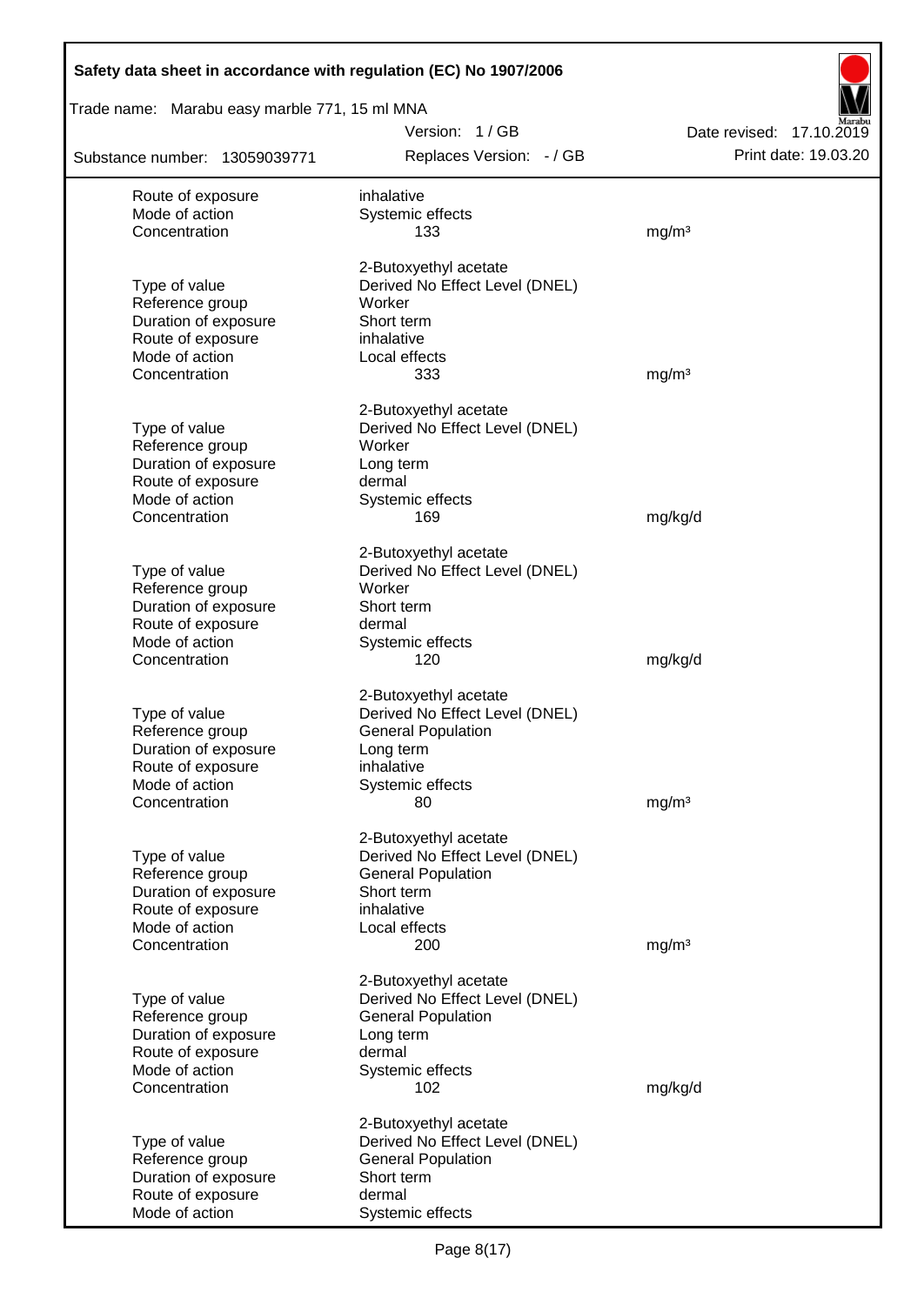| | | |
|---|---|---|
| Route of exposure | inhalative | |
| Mode of action | Systemic effects | |
| Concentration | 133 | mg/m³ |
| | | |
| | 2-Butoxyethyl acetate | |
| Type of value | Derived No Effect Level (DNEL) | |
| Reference group | Worker | |
| Duration of exposure | Short term | |
| Route of exposure | inhalative | |
| Mode of action | Local effects | |
| Concentration | 333 | mg/m³ |
| | | |
| | 2-Butoxyethyl acetate | |
| Type of value | Derived No Effect Level (DNEL) | |
| Reference group | Worker | |
| Duration of exposure | Long term | |
| Route of exposure | dermal | |
| Mode of action | Systemic effects | |
| Concentration | 169 | mg/kg/d |
| | | |
| | 2-Butoxyethyl acetate | |
| Type of value | Derived No Effect Level (DNEL) | |
| Reference group | Worker | |
| Duration of exposure | Short term | |
| Route of exposure | dermal | |
| Mode of action | Systemic effects | |
| Concentration | 120 | mg/kg/d |
| | | |
| | 2-Butoxyethyl acetate | |
| Type of value | Derived No Effect Level (DNEL) | |
| Reference group | General Population | |
| Duration of exposure | Long term | |
| Route of exposure | inhalative | |
| Mode of action | Systemic effects | |
| Concentration | 80 | mg/m³ |
| | | |
| | 2-Butoxyethyl acetate | |
| Type of value | Derived No Effect Level (DNEL) | |
| Reference group | General Population | |
| Duration of exposure | Short term | |
| Route of exposure | inhalative | |
| Mode of action | Local effects | |
| Concentration | 200 | mg/m³ |
| | | |
| | 2-Butoxyethyl acetate | |
| Type of value | Derived No Effect Level (DNEL) | |
| Reference group | General Population | |
| Duration of exposure | Long term | |
| Route of exposure | dermal | |
| Mode of action | Systemic effects | |
| Concentration | 102 | mg/kg/d |
| | | |
| | 2-Butoxyethyl acetate | |
| Type of value | Derived No Effect Level (DNEL) | |
| Reference group | General Population | |
| Duration of exposure | Short term | |
| Route of exposure | dermal | |
| Mode of action | Systemic effects | |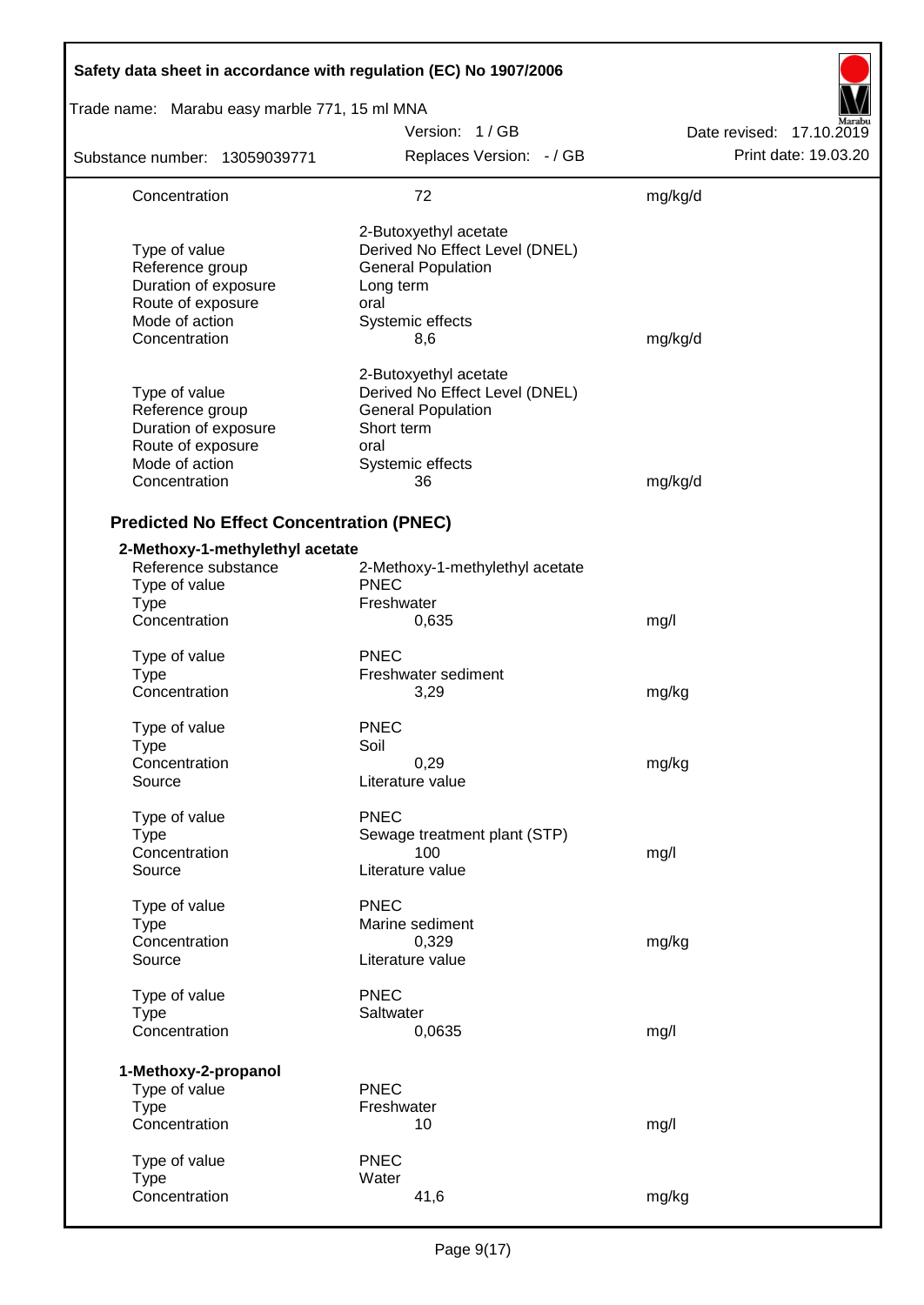| | | |
|---|---|---|
| Concentration | 72 | mg/kg/d |
| | 2-Butoxyethyl acetate | |
| Type of value | Derived No Effect Level (DNEL) | |
| Reference group | General Population | |
| Duration of exposure | Long term | |
| Route of exposure | oral | |
| Mode of action | Systemic effects | |
| Concentration | 8,6 | mg/kg/d |
| | 2-Butoxyethyl acetate | |
| Type of value | Derived No Effect Level (DNEL) | |
| Reference group | General Population | |
| Duration of exposure | Short term | |
| Route of exposure | oral | |
| Mode of action | Systemic effects | |
| Concentration | 36 | mg/kg/d |

### Predicted No Effect Concentration (PNEC)

**2-Methoxy-1-methylethyl acetate**

| | | |
|---|---|---|
| Reference substance | 2-Methoxy-1-methylethyl acetate | |
| Type of value | PNEC | |
| Type | Freshwater | |
| Concentration | 0,635 | mg/l |
| Type of value | PNEC | |
| Type | Freshwater sediment | |
| Concentration | 3,29 | mg/kg |
| Type of value | PNEC | |
| Type | Soil | |
| Concentration | 0,29 | mg/kg |
| Source | Literature value | |
| Type of value | PNEC | |
| Type | Sewage treatment plant (STP) | |
| Concentration | 100 | mg/l |
| Source | Literature value | |
| Type of value | PNEC | |
| Type | Marine sediment | |
| Concentration | 0,329 | mg/kg |
| Source | Literature value | |
| Type of value | PNEC | |
| Type | Saltwater | |
| Concentration | 0,0635 | mg/l |

**1-Methoxy-2-propanol**

| | | |
|---|---|---|
| Type of value | PNEC | |
| Type | Freshwater | |
| Concentration | 10 | mg/l |
| Type of value | PNEC | |
| Type | Water | |
| Concentration | 41,6 | mg/kg |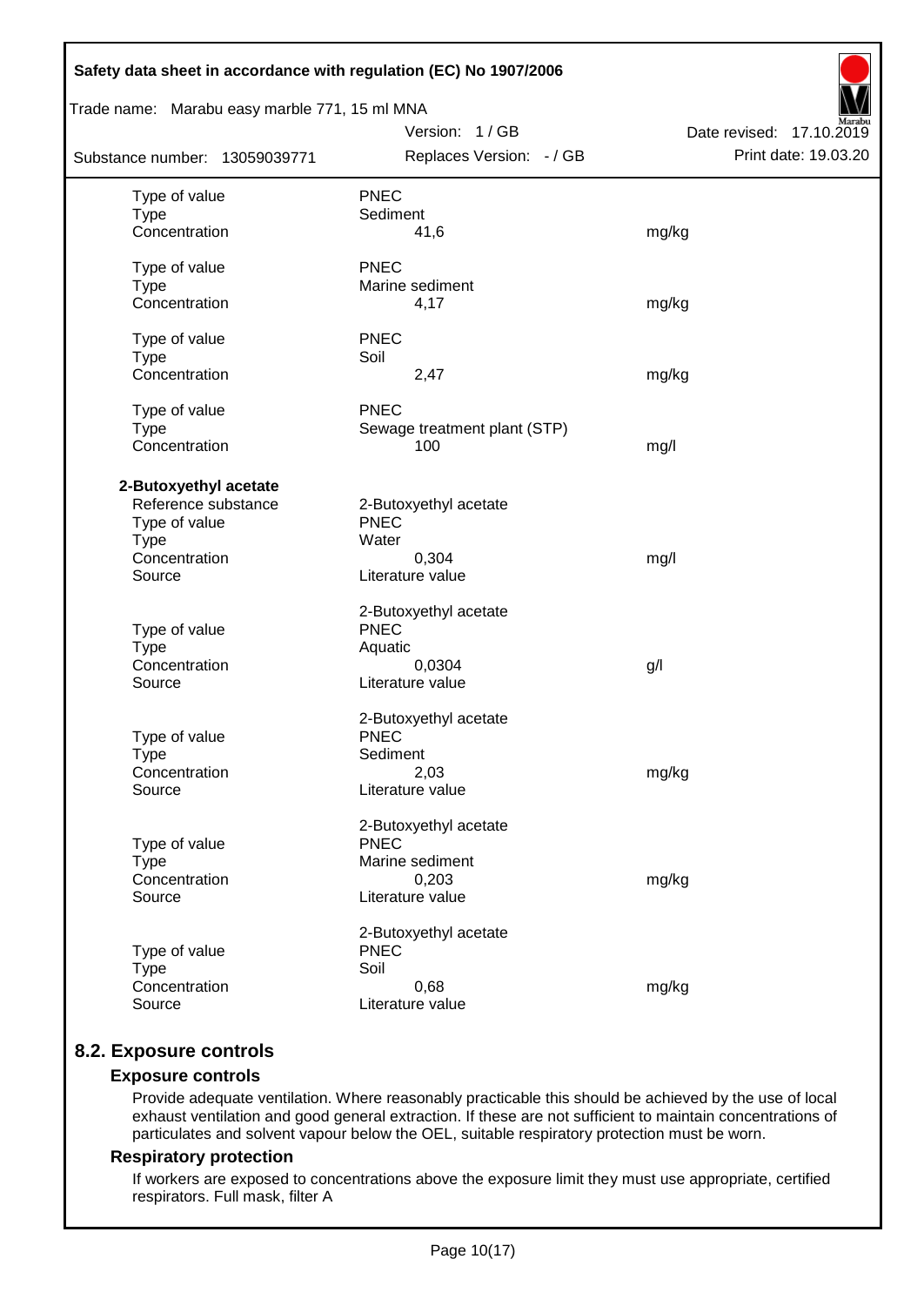| | | |
|---|---|---|
| Type of value | PNEC | |
| Type | Sediment | |
| Concentration | 41,6 | mg/kg |
| | | |
| Type of value | PNEC | |
| Type | Marine sediment | |
| Concentration | 4,17 | mg/kg |
| | | |
| Type of value | PNEC | |
| Type | Soil | |
| Concentration | 2,47 | mg/kg |
| | | |
| Type of value | PNEC | |
| Type | Sewage treatment plant (STP) | |
| Concentration | 100 | mg/l |

**2-Butoxyethyl acetate**

| | | |
|---|---|---|
| Reference substance | 2-Butoxyethyl acetate | |
| Type of value | PNEC | |
| Type | Water | |
| Concentration | 0,304 | mg/l |
| Source | Literature value | |
| | | |
| | 2-Butoxyethyl acetate | |
| Type of value | PNEC | |
| Type | Aquatic | |
| Concentration | 0,0304 | g/l |
| Source | Literature value | |
| | | |
| | 2-Butoxyethyl acetate | |
| Type of value | PNEC | |
| Type | Sediment | |
| Concentration | 2,03 | mg/kg |
| Source | Literature value | |
| | | |
| | 2-Butoxyethyl acetate | |
| Type of value | PNEC | |
| Type | Marine sediment | |
| Concentration | 0,203 | mg/kg |
| Source | Literature value | |
| | | |
| | 2-Butoxyethyl acetate | |
| Type of value | PNEC | |
| Type | Soil | |
| Concentration | 0,68 | mg/kg |
| Source | Literature value | |

## 8.2. Exposure controls

### Exposure controls

Provide adequate ventilation. Where reasonably practicable this should be achieved by the use of local exhaust ventilation and good general extraction. If these are not sufficient to maintain concentrations of particulates and solvent vapour below the OEL, suitable respiratory protection must be worn.

### Respiratory protection

If workers are exposed to concentrations above the exposure limit they must use appropriate, certified respirators. Full mask, filter A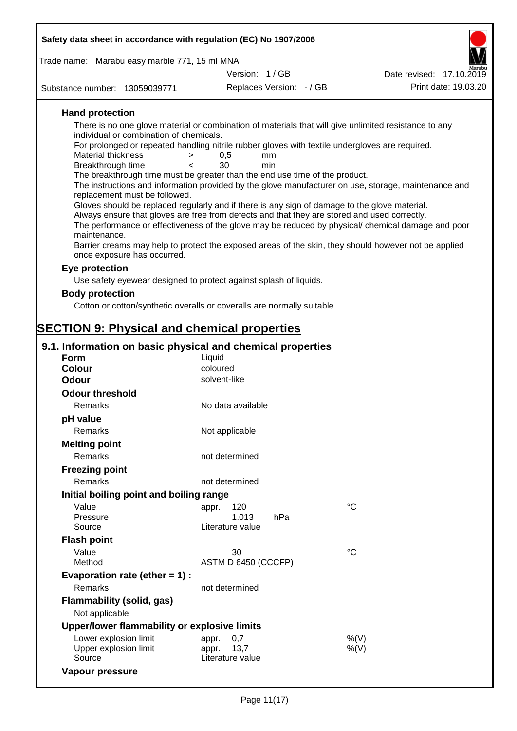### Hand protection

There is no one glove material or combination of materials that will give unlimited resistance to any individual or combination of chemicals.

For prolonged or repeated handling nitrile rubber gloves with textile undergloves are required.

| | | | |
|---|---|---|---|
| Material thickness | > | 0,5 | mm |
| Breakthrough time | < | 30 | min |

The breakthrough time must be greater than the end use time of the product.

The instructions and information provided by the glove manufacturer on use, storage, maintenance and replacement must be followed.

Gloves should be replaced regularly and if there is any sign of damage to the glove material.

Always ensure that gloves are free from defects and that they are stored and used correctly.

The performance or effectiveness of the glove may be reduced by physical/ chemical damage and poor maintenance.

Barrier creams may help to protect the exposed areas of the skin, they should however not be applied once exposure has occurred.

### Eye protection

Use safety eyewear designed to protect against splash of liquids.

### Body protection

Cotton or cotton/synthetic overalls or coveralls are normally suitable.

# SECTION 9: Physical and chemical properties

## 9.1. Information on basic physical and chemical properties

| | | |
|---|---|---|
| **Form** | Liquid | |
| **Colour** | coloured | |
| **Odour** | solvent-like | |
| **Odour threshold** | | |
| Remarks | No data available | |
| **pH value** | | |
| Remarks | Not applicable | |
| **Melting point** | | |
| Remarks | not determined | |
| **Freezing point** | | |
| Remarks | not determined | |
| **Initial boiling point and boiling range** | | |
| Value | appr. 120 | °C |
| Pressure | 1.013 hPa | |
| Source | Literature value | |
| **Flash point** | | |
| Value | 30 | °C |
| Method | ASTM D 6450 (CCCFP) | |
| **Evaporation rate (ether = 1) :** | | |
| Remarks | not determined | |
| **Flammability (solid, gas)** | | |
| Not applicable | | |
| **Upper/lower flammability or explosive limits** | | |
| Lower explosion limit | appr. 0,7 | %(V) |
| Upper explosion limit | appr. 13,7 | %(V) |
| Source | Literature value | |
| **Vapour pressure** | | |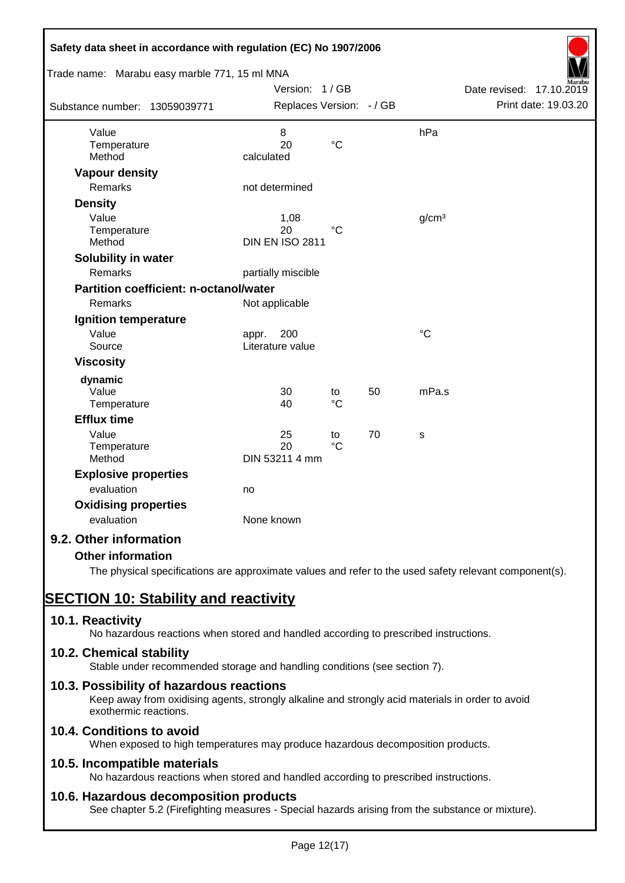| | | | | |
|---|---|---|---|---|
| Value | 8 | | | hPa |
| Temperature | 20 | °C | | |
| Method | calculated | | | |

**Vapour density**

| | |
|---|---|
| Remarks | not determined |

**Density**

| | | | |
|---|---|---|---|
| Value | 1,08 | | g/cm³ |
| Temperature | 20 | °C | |
| Method | DIN EN ISO 2811 | | |

**Solubility in water**

| | |
|---|---|
| Remarks | partially miscible |

**Partition coefficient: n-octanol/water**

| | |
|---|---|
| Remarks | Not applicable |

**Ignition temperature**

| | | |
|---|---|---|
| Value | appr. 200 | °C |
| Source | Literature value | |

**Viscosity**

**dynamic**

| | | | | |
|---|---|---|---|---|
| Value | 30 | to | 50 | mPa.s |
| Temperature | 40 | °C | | |

**Efflux time**

| | | | | |
|---|---|---|---|---|
| Value | 25 | to | 70 | s |
| Temperature | 20 | °C | | |
| Method | DIN 53211 4 mm | | | |

**Explosive properties**

| | |
|---|---|
| evaluation | no |

**Oxidising properties**

| | |
|---|---|
| evaluation | None known |

## 9.2. Other information

**Other information**

The physical specifications are approximate values and refer to the used safety relevant component(s).

# SECTION 10: Stability and reactivity

## 10.1. Reactivity

No hazardous reactions when stored and handled according to prescribed instructions.

## 10.2. Chemical stability

Stable under recommended storage and handling conditions (see section 7).

## 10.3. Possibility of hazardous reactions

Keep away from oxidising agents, strongly alkaline and strongly acid materials in order to avoid exothermic reactions.

## 10.4. Conditions to avoid

When exposed to high temperatures may produce hazardous decomposition products.

## 10.5. Incompatible materials

No hazardous reactions when stored and handled according to prescribed instructions.

## 10.6. Hazardous decomposition products

See chapter 5.2 (Firefighting measures - Special hazards arising from the substance or mixture).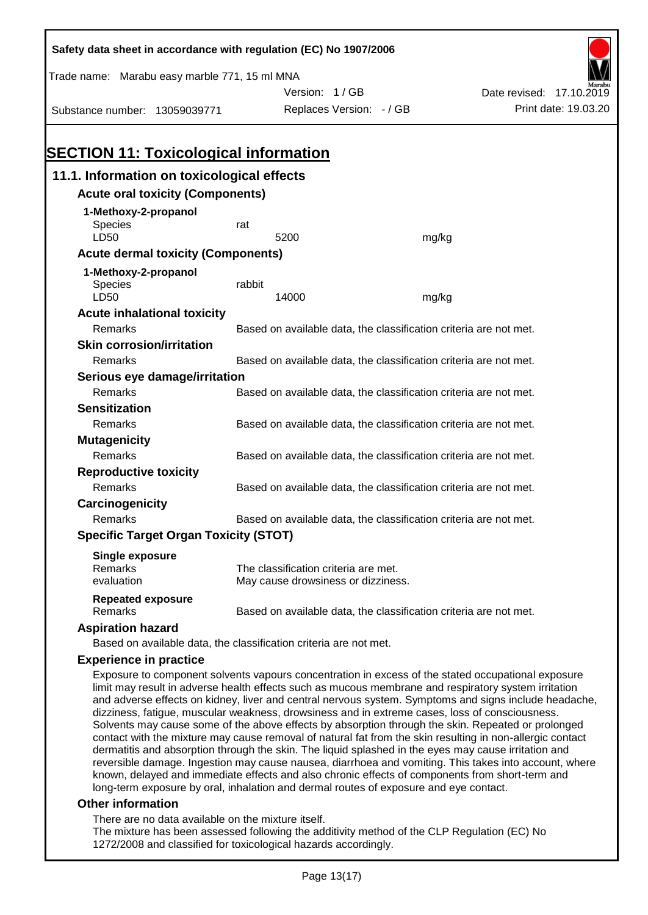Safety data sheet in accordance with regulation (EC) No 1907/2006

Trade name: Marabu easy marble 771, 15 ml MNA

| Substance number: 13059039771 | Version: 1 / GB<br>Replaces Version: - / GB | Date revised: 17.10.2019<br>Print date: 19.03.20 |
|---|---|---|

# SECTION 11: Toxicological information

## 11.1. Information on toxicological effects

### Acute oral toxicity (Components)

**1-Methoxy-2-propanol**

| | | |
|---|---|---|
| Species | rat | |
| LD50 | 5200 | mg/kg |

### Acute dermal toxicity (Components)

**1-Methoxy-2-propanol**

| | | |
|---|---|---|
| Species | rabbit | |
| LD50 | 14000 | mg/kg |

### Acute inhalational toxicity

Remarks: Based on available data, the classification criteria are not met.

### Skin corrosion/irritation

Remarks: Based on available data, the classification criteria are not met.

### Serious eye damage/irritation

Remarks: Based on available data, the classification criteria are not met.

### Sensitization

Remarks: Based on available data, the classification criteria are not met.

### Mutagenicity

Remarks: Based on available data, the classification criteria are not met.

### Reproductive toxicity

Remarks: Based on available data, the classification criteria are not met.

### Carcinogenicity

Remarks: Based on available data, the classification criteria are not met.

### Specific Target Organ Toxicity (STOT)

**Single exposure**

Remarks: The classification criteria are met.
evaluation: May cause drowsiness or dizziness.

**Repeated exposure**

Remarks: Based on available data, the classification criteria are not met.

### Aspiration hazard

Based on available data, the classification criteria are not met.

### Experience in practice

Exposure to component solvents vapours concentration in excess of the stated occupational exposure limit may result in adverse health effects such as mucous membrane and respiratory system irritation and adverse effects on kidney, liver and central nervous system. Symptoms and signs include headache, dizziness, fatigue, muscular weakness, drowsiness and in extreme cases, loss of consciousness. Solvents may cause some of the above effects by absorption through the skin. Repeated or prolonged contact with the mixture may cause removal of natural fat from the skin resulting in non-allergic contact dermatitis and absorption through the skin. The liquid splashed in the eyes may cause irritation and reversible damage. Ingestion may cause nausea, diarrhoea and vomiting. This takes into account, where known, delayed and immediate effects and also chronic effects of components from short-term and long-term exposure by oral, inhalation and dermal routes of exposure and eye contact.

### Other information

There are no data available on the mixture itself.
The mixture has been assessed following the additivity method of the CLP Regulation (EC) No 1272/2008 and classified for toxicological hazards accordingly.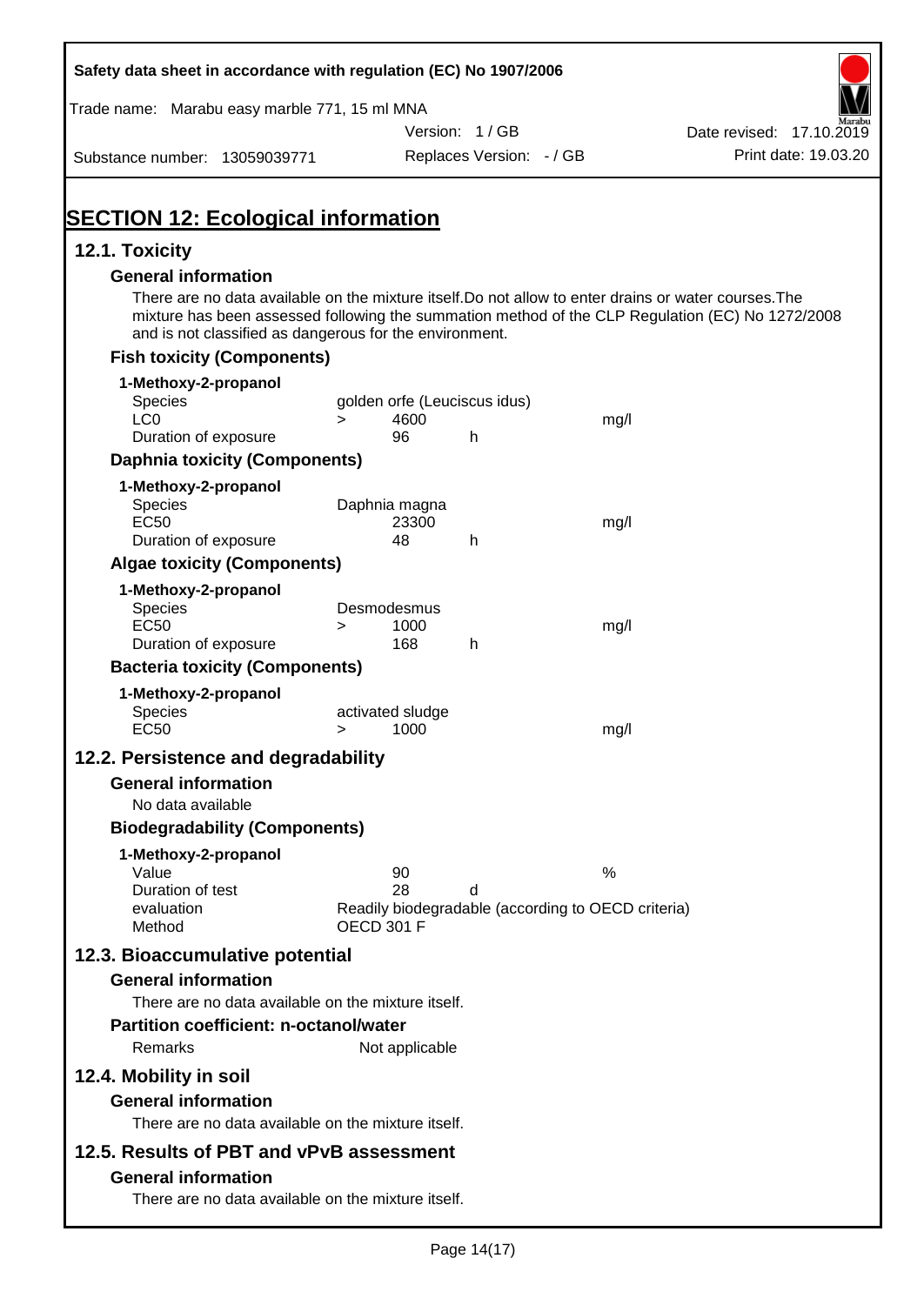Safety data sheet in accordance with regulation (EC) No 1907/2006

Trade name: Marabu easy marble 771, 15 ml MNA

Version: 1 / GB

Date revised: 17.10.2019

Substance number: 13059039771

Replaces Version: - / GB

Print date: 19.03.20

# SECTION 12: Ecological information

## 12.1. Toxicity

### General information

There are no data available on the mixture itself.Do not allow to enter drains or water courses.The mixture has been assessed following the summation method of the CLP Regulation (EC) No 1272/2008 and is not classified as dangerous for the environment.

### Fish toxicity (Components)

**1-Methoxy-2-propanol**

| | | | | |
|---|---|---|---|---|
| Species | golden orfe (Leuciscus idus) | | | |
| LC0 | > | 4600 | | mg/l |
| Duration of exposure | | 96 | h | |

### Daphnia toxicity (Components)

**1-Methoxy-2-propanol**

| | | | | |
|---|---|---|---|---|
| Species | Daphnia magna | | | |
| EC50 | | 23300 | | mg/l |
| Duration of exposure | | 48 | h | |

### Algae toxicity (Components)

**1-Methoxy-2-propanol**

| | | | | |
|---|---|---|---|---|
| Species | Desmodesmus | | | |
| EC50 | > | 1000 | | mg/l |
| Duration of exposure | | 168 | h | |

### Bacteria toxicity (Components)

**1-Methoxy-2-propanol**

| | | | | |
|---|---|---|---|---|
| Species | activated sludge | | | |
| EC50 | > | 1000 | | mg/l |

## 12.2. Persistence and degradability

### General information

No data available

### Biodegradability (Components)

**1-Methoxy-2-propanol**

| | | | |
|---|---|---|---|
| Value | 90 | | % |
| Duration of test | 28 | d | |
| evaluation | Readily biodegradable (according to OECD criteria) | | |
| Method | OECD 301 F | | |

## 12.3. Bioaccumulative potential

### General information

There are no data available on the mixture itself.

### Partition coefficient: n-octanol/water

Remarks: Not applicable

## 12.4. Mobility in soil

### General information

There are no data available on the mixture itself.

## 12.5. Results of PBT and vPvB assessment

### General information

There are no data available on the mixture itself.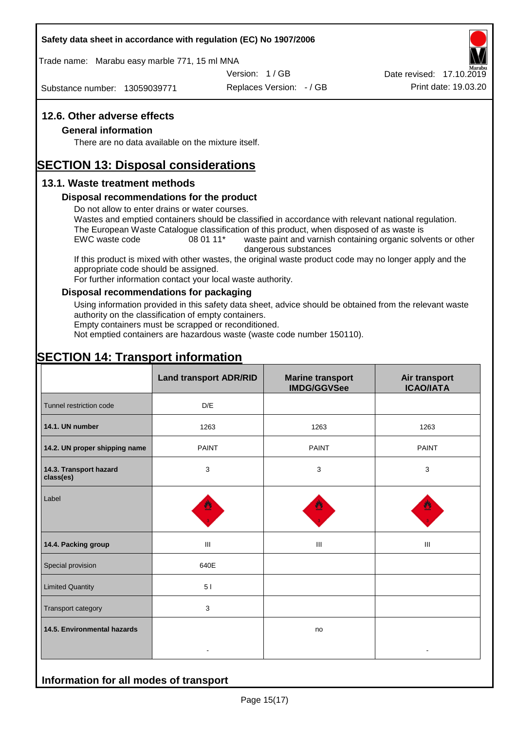## 12.6. Other adverse effects

### General information

There are no data available on the mixture itself.

# SECTION 13: Disposal considerations

## 13.1. Waste treatment methods

### Disposal recommendations for the product

Do not allow to enter drains or water courses.
Wastes and emptied containers should be classified in accordance with relevant national regulation.
The European Waste Catalogue classification of this product, when disposed of as waste is
EWC waste code 08 01 11* waste paint and varnish containing organic solvents or other dangerous substances
If this product is mixed with other wastes, the original waste product code may no longer apply and the appropriate code should be assigned.
For further information contact your local waste authority.

### Disposal recommendations for packaging

Using information provided in this safety data sheet, advice should be obtained from the relevant waste authority on the classification of empty containers.
Empty containers must be scrapped or reconditioned.
Not emptied containers are hazardous waste (waste code number 150110).

# SECTION 14: Transport information

| | Land transport ADR/RID | Marine transport IMDG/GGVSee | Air transport ICAO/IATA |
|---|---|---|---|
| Tunnel restriction code | D/E | | |
| **14.1. UN number** | 1263 | 1263 | 1263 |
| **14.2. UN proper shipping name** | PAINT | PAINT | PAINT |
| **14.3. Transport hazard class(es)** | 3 | 3 | 3 |
| Label | | | |
| **14.4. Packing group** | III | III | III |
| Special provision | 640E | | |
| Limited Quantity | 5 l | | |
| Transport category | 3 | | |
| **14.5. Environmental hazards** | - | no | - |

## Information for all modes of transport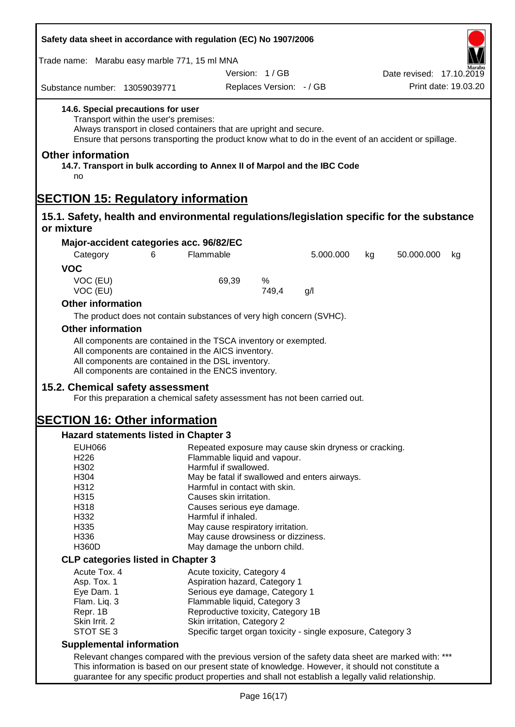**14.6. Special precautions for user**

Transport within the user's premises:
Always transport in closed containers that are upright and secure.
Ensure that persons transporting the product know what to do in the event of an accident or spillage.

## Other information

**14.7. Transport in bulk according to Annex II of Marpol and the IBC Code**

no

# SECTION 15: Regulatory information

## 15.1. Safety, health and environmental regulations/legislation specific for the substance or mixture

### Major-accident categories acc. 96/82/EC

| Category | 6 | Flammable | 5.000.000 | kg | 50.000.000 | kg |
|---|---|---|---|---|---|---|

### VOC

| | | | |
|---|---|---|---|
| VOC (EU) | 69,39 | % | |
| VOC (EU) | | 749,4 | g/l |

### Other information

The product does not contain substances of very high concern (SVHC).

### Other information

All components are contained in the TSCA inventory or exempted.
All components are contained in the AICS inventory.
All components are contained in the DSL inventory.
All components are contained in the ENCS inventory.

## 15.2. Chemical safety assessment

For this preparation a chemical safety assessment has not been carried out.

# SECTION 16: Other information

### Hazard statements listed in Chapter 3

| | |
|---|---|
| EUH066 | Repeated exposure may cause skin dryness or cracking. |
| H226 | Flammable liquid and vapour. |
| H302 | Harmful if swallowed. |
| H304 | May be fatal if swallowed and enters airways. |
| H312 | Harmful in contact with skin. |
| H315 | Causes skin irritation. |
| H318 | Causes serious eye damage. |
| H332 | Harmful if inhaled. |
| H335 | May cause respiratory irritation. |
| H336 | May cause drowsiness or dizziness. |
| H360D | May damage the unborn child. |

### CLP categories listed in Chapter 3

| | |
|---|---|
| Acute Tox. 4 | Acute toxicity, Category 4 |
| Asp. Tox. 1 | Aspiration hazard, Category 1 |
| Eye Dam. 1 | Serious eye damage, Category 1 |
| Flam. Liq. 3 | Flammable liquid, Category 3 |
| Repr. 1B | Reproductive toxicity, Category 1B |
| Skin Irrit. 2 | Skin irritation, Category 2 |
| STOT SE 3 | Specific target organ toxicity - single exposure, Category 3 |

### Supplemental information

Relevant changes compared with the previous version of the safety data sheet are marked with: ***
This information is based on our present state of knowledge. However, it should not constitute a guarantee for any specific product properties and shall not establish a legally valid relationship.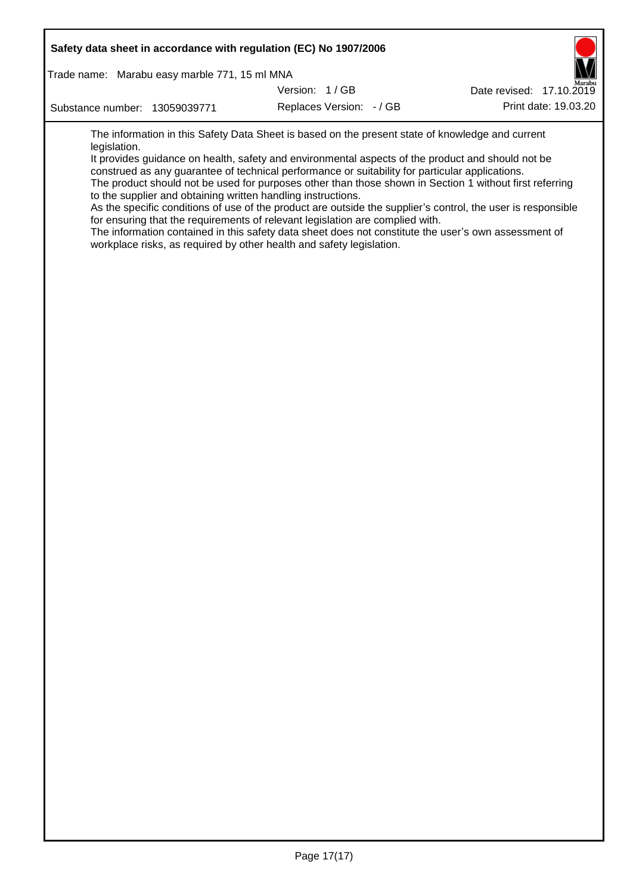The information in this Safety Data Sheet is based on the present state of knowledge and current legislation.

It provides guidance on health, safety and environmental aspects of the product and should not be construed as any guarantee of technical performance or suitability for particular applications.

The product should not be used for purposes other than those shown in Section 1 without first referring to the supplier and obtaining written handling instructions.

As the specific conditions of use of the product are outside the supplier's control, the user is responsible for ensuring that the requirements of relevant legislation are complied with.

The information contained in this safety data sheet does not constitute the user's own assessment of workplace risks, as required by other health and safety legislation.